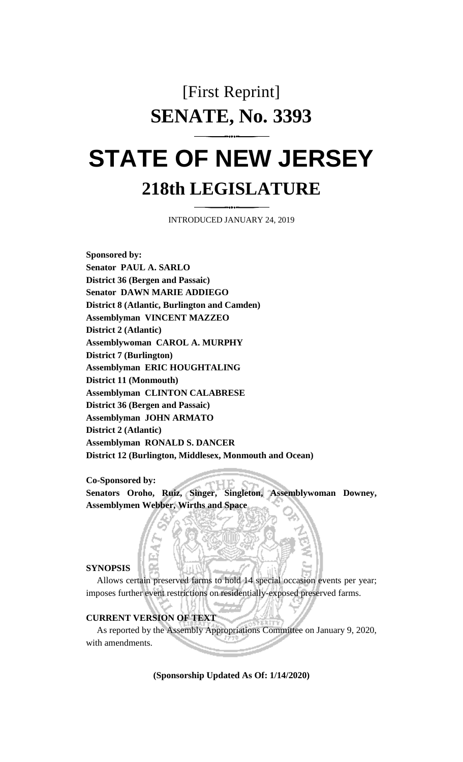# [First Reprint]
# SENATE, No. 3393

# STATE OF NEW JERSEY
## 218th LEGISLATURE

INTRODUCED JANUARY 24, 2019

**Sponsored by:**
**Senator PAUL A. SARLO**
**District 36 (Bergen and Passaic)**
**Senator DAWN MARIE ADDIEGO**
**District 8 (Atlantic, Burlington and Camden)**
**Assemblyman VINCENT MAZZEO**
**District 2 (Atlantic)**
**Assemblywoman CAROL A. MURPHY**
**District 7 (Burlington)**
**Assemblyman ERIC HOUGHTALING**
**District 11 (Monmouth)**
**Assemblyman CLINTON CALABRESE**
**District 36 (Bergen and Passaic)**
**Assemblyman JOHN ARMATO**
**District 2 (Atlantic)**
**Assemblyman RONALD S. DANCER**
**District 12 (Burlington, Middlesex, Monmouth and Ocean)**

**Co-Sponsored by:**
**Senators Oroho, Ruiz, Singer, Singleton, Assemblywoman Downey, Assemblymen Webber, Wirths and Space**

**SYNOPSIS**

Allows certain preserved farms to hold 14 special occasion events per year; imposes further event restrictions on residentially-exposed preserved farms.

**CURRENT VERSION OF TEXT**

As reported by the Assembly Appropriations Committee on January 9, 2020, with amendments.

**(Sponsorship Updated As Of: 1/14/2020)**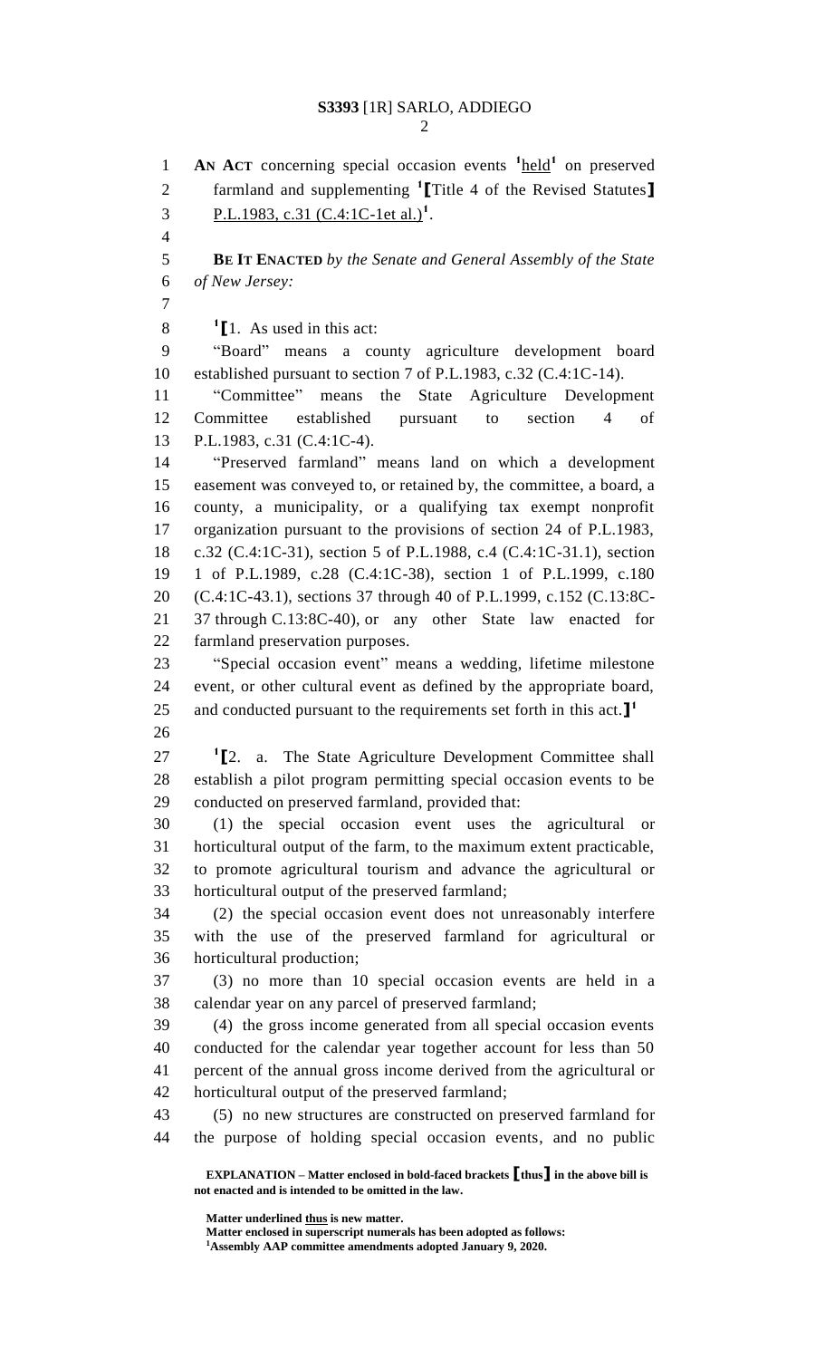**AN ACT** concerning special occasion events [1]held[1] on preserved farmland and supplementing [1]**[**Title 4 of the Revised Statutes**]** P.L.1983, c.31 (C.4:1C-1et al.)[1].

**BE IT ENACTED** *by the Senate and General Assembly of the State of New Jersey:*

[1]**[**1. As used in this act:

"Board" means a county agriculture development board established pursuant to section 7 of P.L.1983, c.32 (C.4:1C-14).

"Committee" means the State Agriculture Development Committee established pursuant to section 4 of P.L.1983, c.31 (C.4:1C-4).

"Preserved farmland" means land on which a development easement was conveyed to, or retained by, the committee, a board, a county, a municipality, or a qualifying tax exempt nonprofit organization pursuant to the provisions of section 24 of P.L.1983, c.32 (C.4:1C-31), section 5 of P.L.1988, c.4 (C.4:1C-31.1), section 1 of P.L.1989, c.28 (C.4:1C-38), section 1 of P.L.1999, c.180 (C.4:1C-43.1), sections 37 through 40 of P.L.1999, c.152 (C.13:8C-37 through C.13:8C-40), or any other State law enacted for farmland preservation purposes.

"Special occasion event" means a wedding, lifetime milestone event, or other cultural event as defined by the appropriate board, and conducted pursuant to the requirements set forth in this act.**]**[1]

[1]**[**2. a. The State Agriculture Development Committee shall establish a pilot program permitting special occasion events to be conducted on preserved farmland, provided that:

(1) the special occasion event uses the agricultural or horticultural output of the farm, to the maximum extent practicable, to promote agricultural tourism and advance the agricultural or horticultural output of the preserved farmland;

(2) the special occasion event does not unreasonably interfere with the use of the preserved farmland for agricultural or horticultural production;

(3) no more than 10 special occasion events are held in a calendar year on any parcel of preserved farmland;

(4) the gross income generated from all special occasion events conducted for the calendar year together account for less than 50 percent of the annual gross income derived from the agricultural or horticultural output of the preserved farmland;

(5) no new structures are constructed on preserved farmland for the purpose of holding special occasion events, and no public

**EXPLANATION – Matter enclosed in bold-faced brackets [thus] in the above bill is not enacted and is intended to be omitted in the law.**

**Matter underlined thus is new matter.**
**Matter enclosed in superscript numerals has been adopted as follows:**
[1]**Assembly AAP committee amendments adopted January 9, 2020.**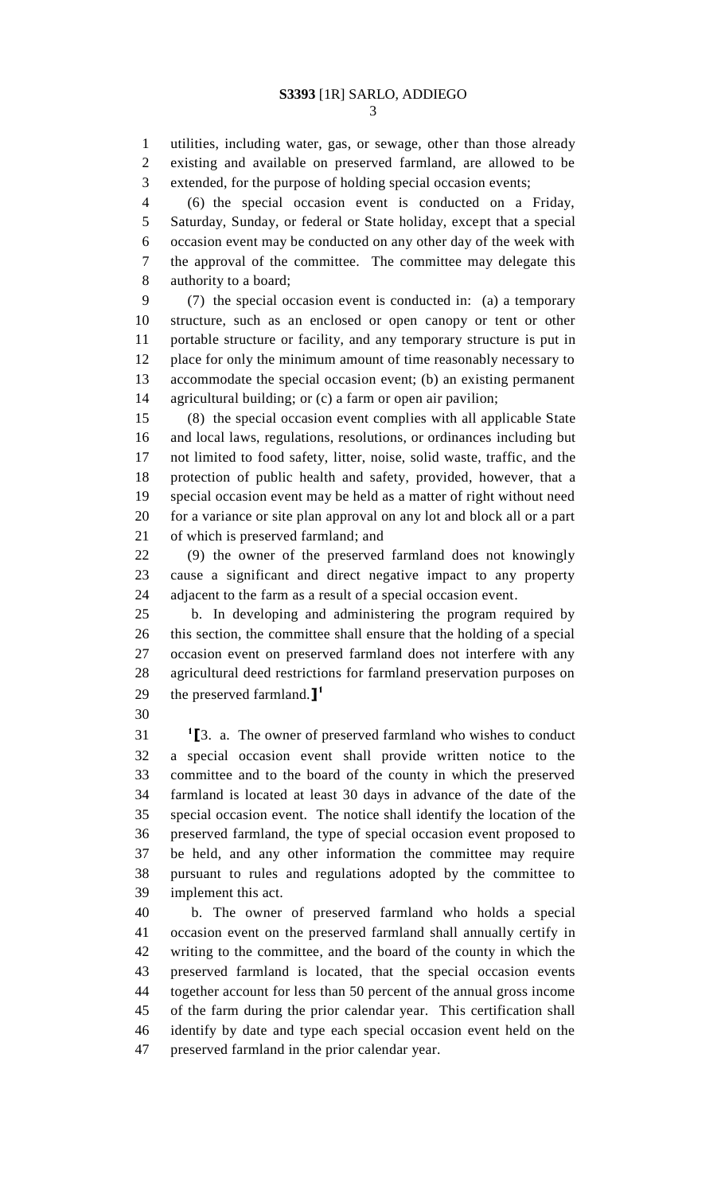utilities, including water, gas, or sewage, other than those already existing and available on preserved farmland, are allowed to be extended, for the purpose of holding special occasion events;

(6) the special occasion event is conducted on a Friday, Saturday, Sunday, or federal or State holiday, except that a special occasion event may be conducted on any other day of the week with the approval of the committee. The committee may delegate this authority to a board;

(7) the special occasion event is conducted in: (a) a temporary structure, such as an enclosed or open canopy or tent or other portable structure or facility, and any temporary structure is put in place for only the minimum amount of time reasonably necessary to accommodate the special occasion event; (b) an existing permanent agricultural building; or (c) a farm or open air pavilion;

(8) the special occasion event complies with all applicable State and local laws, regulations, resolutions, or ordinances including but not limited to food safety, litter, noise, solid waste, traffic, and the protection of public health and safety, provided, however, that a special occasion event may be held as a matter of right without need for a variance or site plan approval on any lot and block all or a part of which is preserved farmland; and

(9) the owner of the preserved farmland does not knowingly cause a significant and direct negative impact to any property adjacent to the farm as a result of a special occasion event.

b. In developing and administering the program required by this section, the committee shall ensure that the holding of a special occasion event on preserved farmland does not interfere with any agricultural deed restrictions for farmland preservation purposes on the preserved farmland.]$^1$

$^1$[3. a. The owner of preserved farmland who wishes to conduct a special occasion event shall provide written notice to the committee and to the board of the county in which the preserved farmland is located at least 30 days in advance of the date of the special occasion event. The notice shall identify the location of the preserved farmland, the type of special occasion event proposed to be held, and any other information the committee may require pursuant to rules and regulations adopted by the committee to implement this act.

b. The owner of preserved farmland who holds a special occasion event on the preserved farmland shall annually certify in writing to the committee, and the board of the county in which the preserved farmland is located, that the special occasion events together account for less than 50 percent of the annual gross income of the farm during the prior calendar year. This certification shall identify by date and type each special occasion event held on the preserved farmland in the prior calendar year.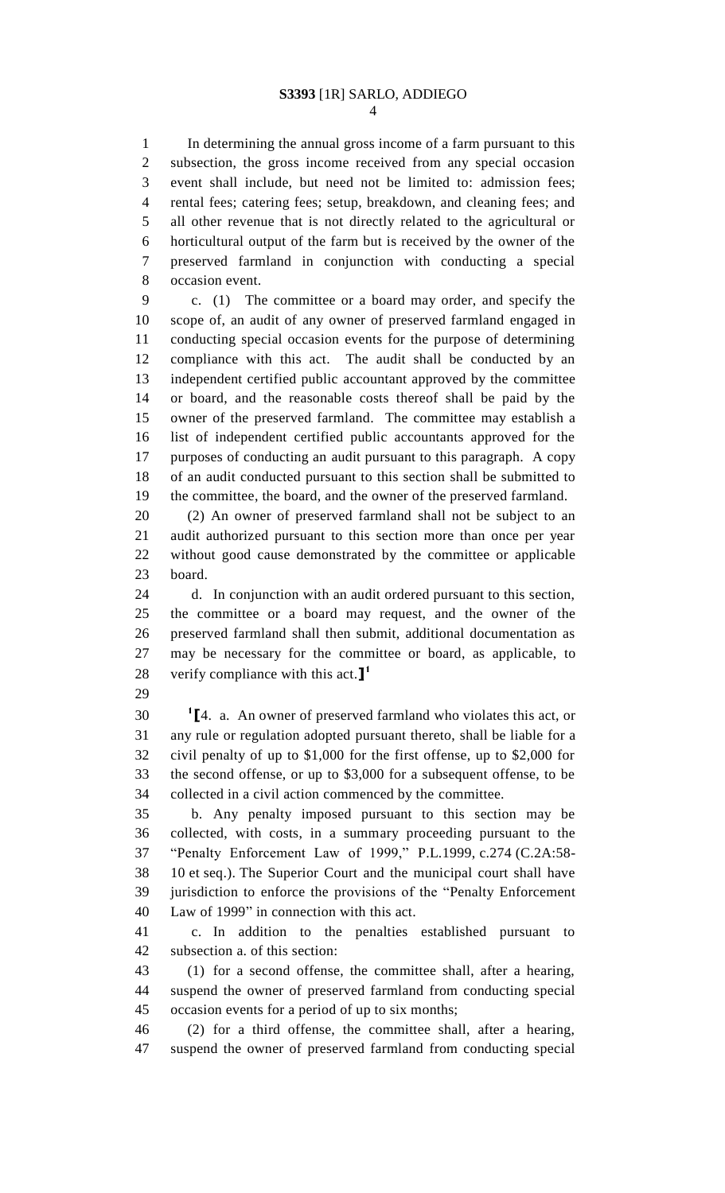In determining the annual gross income of a farm pursuant to this subsection, the gross income received from any special occasion event shall include, but need not be limited to: admission fees; rental fees; catering fees; setup, breakdown, and cleaning fees; and all other revenue that is not directly related to the agricultural or horticultural output of the farm but is received by the owner of the preserved farmland in conjunction with conducting a special occasion event.

c. (1) The committee or a board may order, and specify the scope of, an audit of any owner of preserved farmland engaged in conducting special occasion events for the purpose of determining compliance with this act. The audit shall be conducted by an independent certified public accountant approved by the committee or board, and the reasonable costs thereof shall be paid by the owner of the preserved farmland. The committee may establish a list of independent certified public accountants approved for the purposes of conducting an audit pursuant to this paragraph. A copy of an audit conducted pursuant to this section shall be submitted to the committee, the board, and the owner of the preserved farmland.

(2) An owner of preserved farmland shall not be subject to an audit authorized pursuant to this section more than once per year without good cause demonstrated by the committee or applicable board.

d. In conjunction with an audit ordered pursuant to this section, the committee or a board may request, and the owner of the preserved farmland shall then submit, additional documentation as may be necessary for the committee or board, as applicable, to verify compliance with this act.**]**[1]

[1]**[**4. a. An owner of preserved farmland who violates this act, or any rule or regulation adopted pursuant thereto, shall be liable for a civil penalty of up to $1,000 for the first offense, up to $2,000 for the second offense, or up to $3,000 for a subsequent offense, to be collected in a civil action commenced by the committee.

b. Any penalty imposed pursuant to this section may be collected, with costs, in a summary proceeding pursuant to the "Penalty Enforcement Law of 1999," P.L.1999, c.274 (C.2A:58-10 et seq.). The Superior Court and the municipal court shall have jurisdiction to enforce the provisions of the "Penalty Enforcement Law of 1999" in connection with this act.

c. In addition to the penalties established pursuant to subsection a. of this section:

(1) for a second offense, the committee shall, after a hearing, suspend the owner of preserved farmland from conducting special occasion events for a period of up to six months;

(2) for a third offense, the committee shall, after a hearing, suspend the owner of preserved farmland from conducting special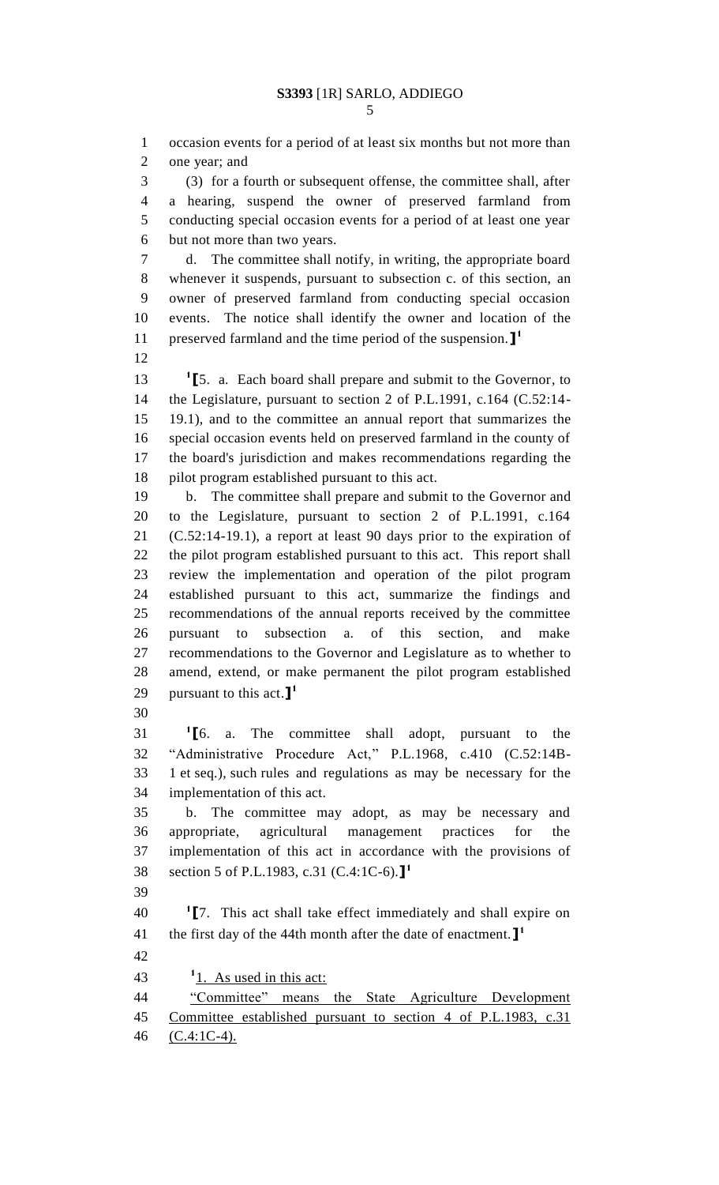occasion events for a period of at least six months but not more than one year; and

(3) for a fourth or subsequent offense, the committee shall, after a hearing, suspend the owner of preserved farmland from conducting special occasion events for a period of at least one year but not more than two years.

d. The committee shall notify, in writing, the appropriate board whenever it suspends, pursuant to subsection c. of this section, an owner of preserved farmland from conducting special occasion events. The notice shall identify the owner and location of the preserved farmland and the time period of the suspension.]

[1][5. a. Each board shall prepare and submit to the Governor, to the Legislature, pursuant to section 2 of P.L.1991, c.164 (C.52:14-19.1), and to the committee an annual report that summarizes the special occasion events held on preserved farmland in the county of the board's jurisdiction and makes recommendations regarding the pilot program established pursuant to this act.

b. The committee shall prepare and submit to the Governor and to the Legislature, pursuant to section 2 of P.L.1991, c.164 (C.52:14-19.1), a report at least 90 days prior to the expiration of the pilot program established pursuant to this act. This report shall review the implementation and operation of the pilot program established pursuant to this act, summarize the findings and recommendations of the annual reports received by the committee pursuant to subsection a. of this section, and make recommendations to the Governor and Legislature as to whether to amend, extend, or make permanent the pilot program established pursuant to this act.][1]

[1][6. a. The committee shall adopt, pursuant to the "Administrative Procedure Act," P.L.1968, c.410 (C.52:14B-1 et seq.), such rules and regulations as may be necessary for the implementation of this act.

b. The committee may adopt, as may be necessary and appropriate, agricultural management practices for the implementation of this act in accordance with the provisions of section 5 of P.L.1983, c.31 (C.4:1C-6).][1]

[1][7. This act shall take effect immediately and shall expire on the first day of the 44th month after the date of enactment.][1]

[1]1. As used in this act:

"Committee" means the State Agriculture Development Committee established pursuant to section 4 of P.L.1983, c.31 (C.4:1C-4).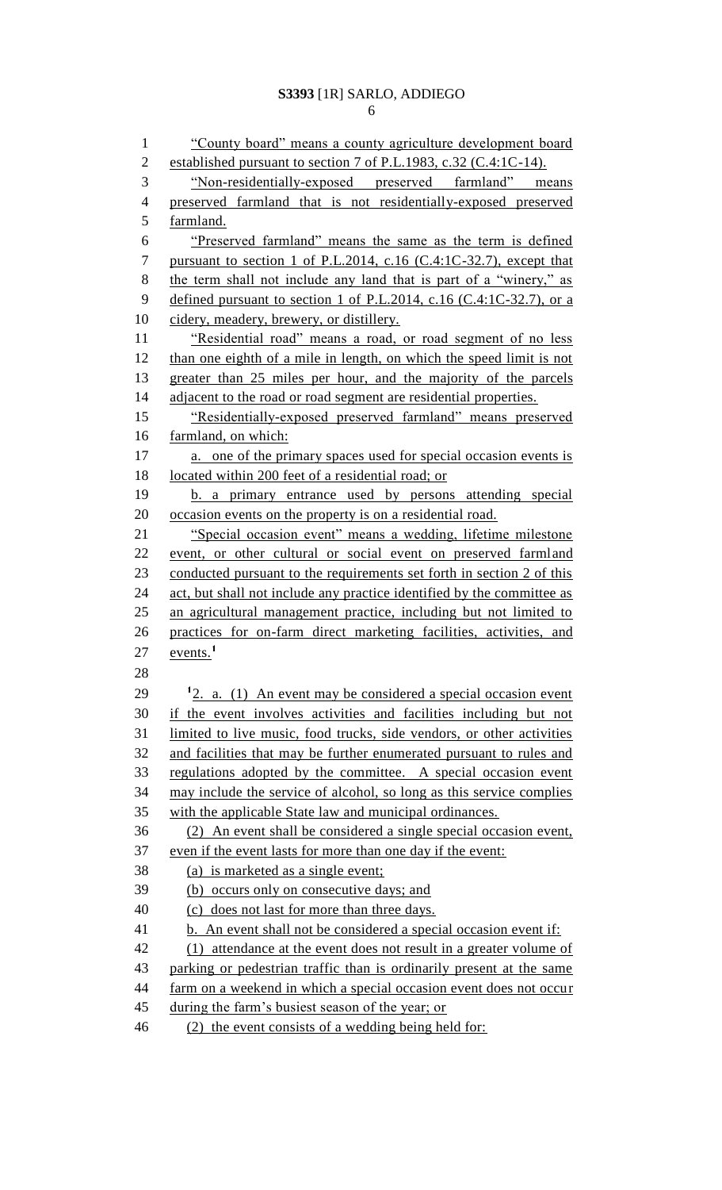"County board" means a county agriculture development board established pursuant to section 7 of P.L.1983, c.32 (C.4:1C-14).

"Non-residentially-exposed preserved farmland" means preserved farmland that is not residentially-exposed preserved farmland.

"Preserved farmland" means the same as the term is defined pursuant to section 1 of P.L.2014, c.16 (C.4:1C-32.7), except that the term shall not include any land that is part of a "winery," as defined pursuant to section 1 of P.L.2014, c.16 (C.4:1C-32.7), or a cidery, meadery, brewery, or distillery.

"Residential road" means a road, or road segment of no less than one eighth of a mile in length, on which the speed limit is not greater than 25 miles per hour, and the majority of the parcels adjacent to the road or road segment are residential properties.

"Residentially-exposed preserved farmland" means preserved farmland, on which:

a. one of the primary spaces used for special occasion events is located within 200 feet of a residential road; or

b. a primary entrance used by persons attending special occasion events on the property is on a residential road.

"Special occasion event" means a wedding, lifetime milestone event, or other cultural or social event on preserved farmland conducted pursuant to the requirements set forth in section 2 of this act, but shall not include any practice identified by the committee as an agricultural management practice, including but not limited to practices for on-farm direct marketing facilities, activities, and events.[1]

[1]2. a. (1) An event may be considered a special occasion event if the event involves activities and facilities including but not limited to live music, food trucks, side vendors, or other activities and facilities that may be further enumerated pursuant to rules and regulations adopted by the committee. A special occasion event may include the service of alcohol, so long as this service complies with the applicable State law and municipal ordinances.

(2) An event shall be considered a single special occasion event, even if the event lasts for more than one day if the event:

(a) is marketed as a single event;

(b) occurs only on consecutive days; and

(c) does not last for more than three days.

b. An event shall not be considered a special occasion event if:

(1) attendance at the event does not result in a greater volume of parking or pedestrian traffic than is ordinarily present at the same farm on a weekend in which a special occasion event does not occur during the farm's busiest season of the year; or

(2) the event consists of a wedding being held for: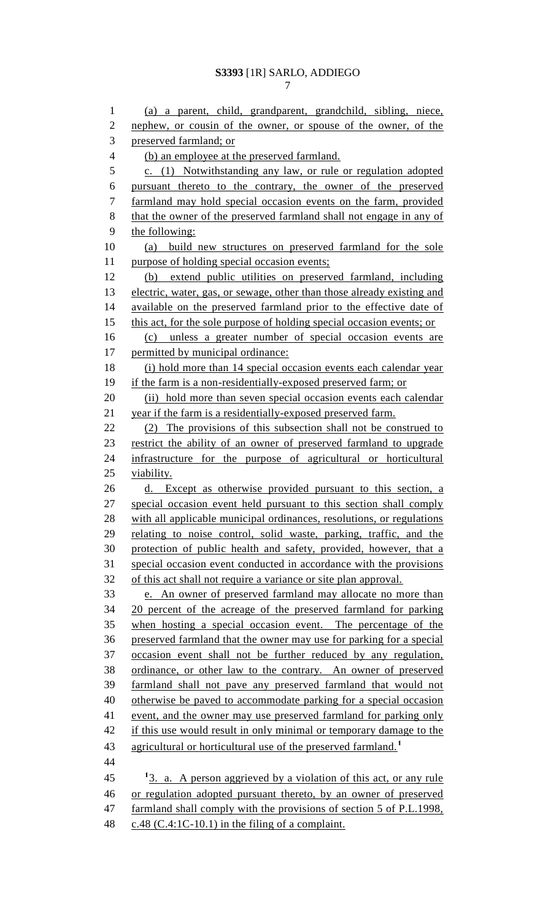(a) a parent, child, grandparent, grandchild, sibling, niece, nephew, or cousin of the owner, or spouse of the owner, of the preserved farmland; or

(b) an employee at the preserved farmland.

c. (1) Notwithstanding any law, or rule or regulation adopted pursuant thereto to the contrary, the owner of the preserved farmland may hold special occasion events on the farm, provided that the owner of the preserved farmland shall not engage in any of the following:

(a) build new structures on preserved farmland for the sole purpose of holding special occasion events;

(b) extend public utilities on preserved farmland, including electric, water, gas, or sewage, other than those already existing and available on the preserved farmland prior to the effective date of this act, for the sole purpose of holding special occasion events; or

(c) unless a greater number of special occasion events are permitted by municipal ordinance:

(i) hold more than 14 special occasion events each calendar year if the farm is a non-residentially-exposed preserved farm; or

(ii) hold more than seven special occasion events each calendar year if the farm is a residentially-exposed preserved farm.

(2) The provisions of this subsection shall not be construed to restrict the ability of an owner of preserved farmland to upgrade infrastructure for the purpose of agricultural or horticultural viability.

d. Except as otherwise provided pursuant to this section, a special occasion event held pursuant to this section shall comply with all applicable municipal ordinances, resolutions, or regulations relating to noise control, solid waste, parking, traffic, and the protection of public health and safety, provided, however, that a special occasion event conducted in accordance with the provisions of this act shall not require a variance or site plan approval.

e. An owner of preserved farmland may allocate no more than 20 percent of the acreage of the preserved farmland for parking when hosting a special occasion event. The percentage of the preserved farmland that the owner may use for parking for a special occasion event shall not be further reduced by any regulation, ordinance, or other law to the contrary. An owner of preserved farmland shall not pave any preserved farmland that would not otherwise be paved to accommodate parking for a special occasion event, and the owner may use preserved farmland for parking only if this use would result in only minimal or temporary damage to the agricultural or horticultural use of the preserved farmland.[1]

[1]3. a. A person aggrieved by a violation of this act, or any rule or regulation adopted pursuant thereto, by an owner of preserved farmland shall comply with the provisions of section 5 of P.L.1998, c.48 (C.4:1C-10.1) in the filing of a complaint.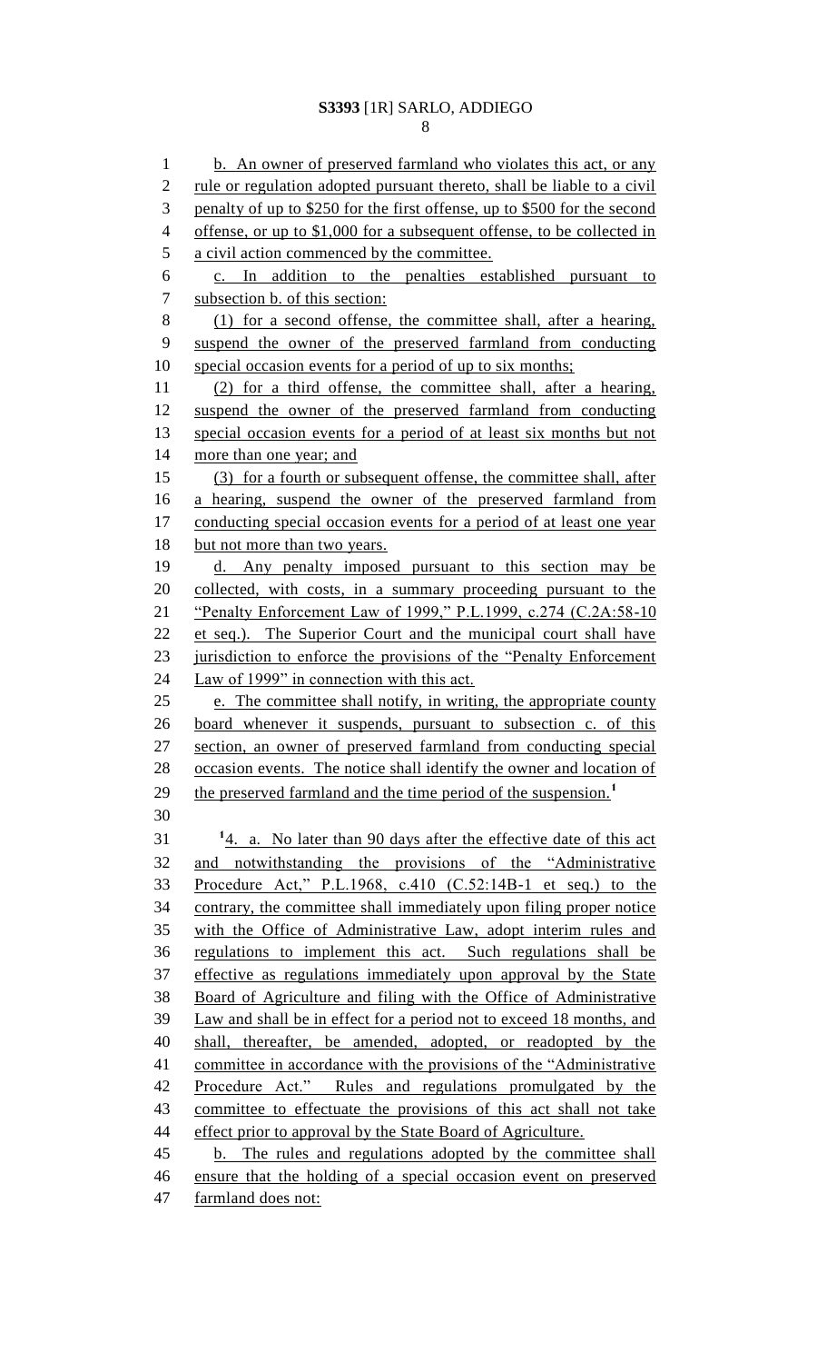b. An owner of preserved farmland who violates this act, or any rule or regulation adopted pursuant thereto, shall be liable to a civil penalty of up to $250 for the first offense, up to $500 for the second offense, or up to $1,000 for a subsequent offense, to be collected in a civil action commenced by the committee.

c. In addition to the penalties established pursuant to subsection b. of this section:

(1) for a second offense, the committee shall, after a hearing, suspend the owner of the preserved farmland from conducting special occasion events for a period of up to six months;

(2) for a third offense, the committee shall, after a hearing, suspend the owner of the preserved farmland from conducting special occasion events for a period of at least six months but not more than one year; and

(3) for a fourth or subsequent offense, the committee shall, after a hearing, suspend the owner of the preserved farmland from conducting special occasion events for a period of at least one year but not more than two years.

d. Any penalty imposed pursuant to this section may be collected, with costs, in a summary proceeding pursuant to the "Penalty Enforcement Law of 1999," P.L.1999, c.274 (C.2A:58-10 et seq.). The Superior Court and the municipal court shall have jurisdiction to enforce the provisions of the "Penalty Enforcement Law of 1999" in connection with this act.

e. The committee shall notify, in writing, the appropriate county board whenever it suspends, pursuant to subsection c. of this section, an owner of preserved farmland from conducting special occasion events. The notice shall identify the owner and location of the preserved farmland and the time period of the suspension.[1]

[1]4. a. No later than 90 days after the effective date of this act and notwithstanding the provisions of the "Administrative Procedure Act," P.L.1968, c.410 (C.52:14B-1 et seq.) to the contrary, the committee shall immediately upon filing proper notice with the Office of Administrative Law, adopt interim rules and regulations to implement this act. Such regulations shall be effective as regulations immediately upon approval by the State Board of Agriculture and filing with the Office of Administrative Law and shall be in effect for a period not to exceed 18 months, and shall, thereafter, be amended, adopted, or readopted by the committee in accordance with the provisions of the "Administrative Procedure Act." Rules and regulations promulgated by the committee to effectuate the provisions of this act shall not take effect prior to approval by the State Board of Agriculture.

b. The rules and regulations adopted by the committee shall ensure that the holding of a special occasion event on preserved farmland does not: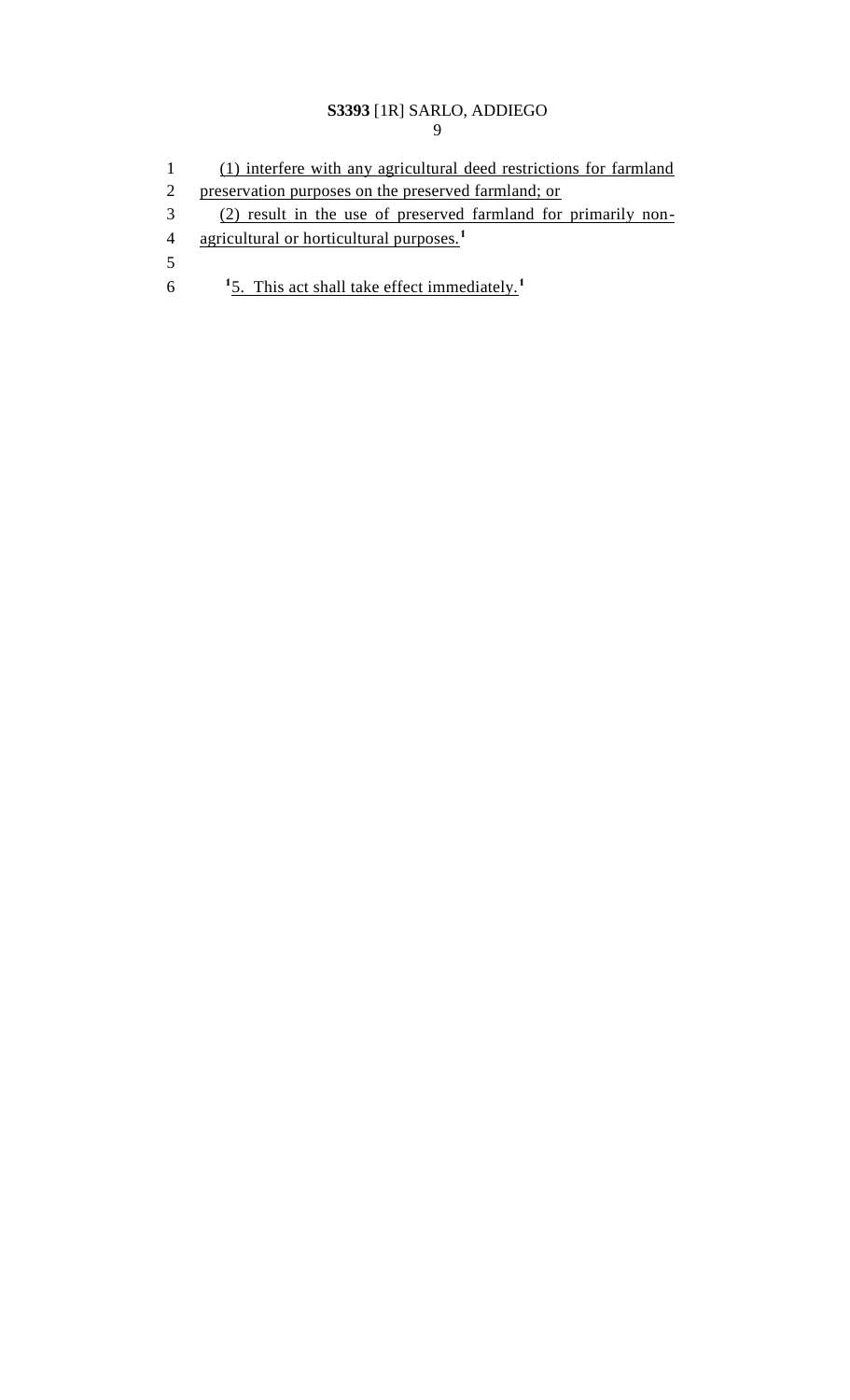(1) interfere with any agricultural deed restrictions for farmland preservation purposes on the preserved farmland; or

(2) result in the use of preserved farmland for primarily non-agricultural or horticultural purposes.[1]

[1]5. This act shall take effect immediately.[1]